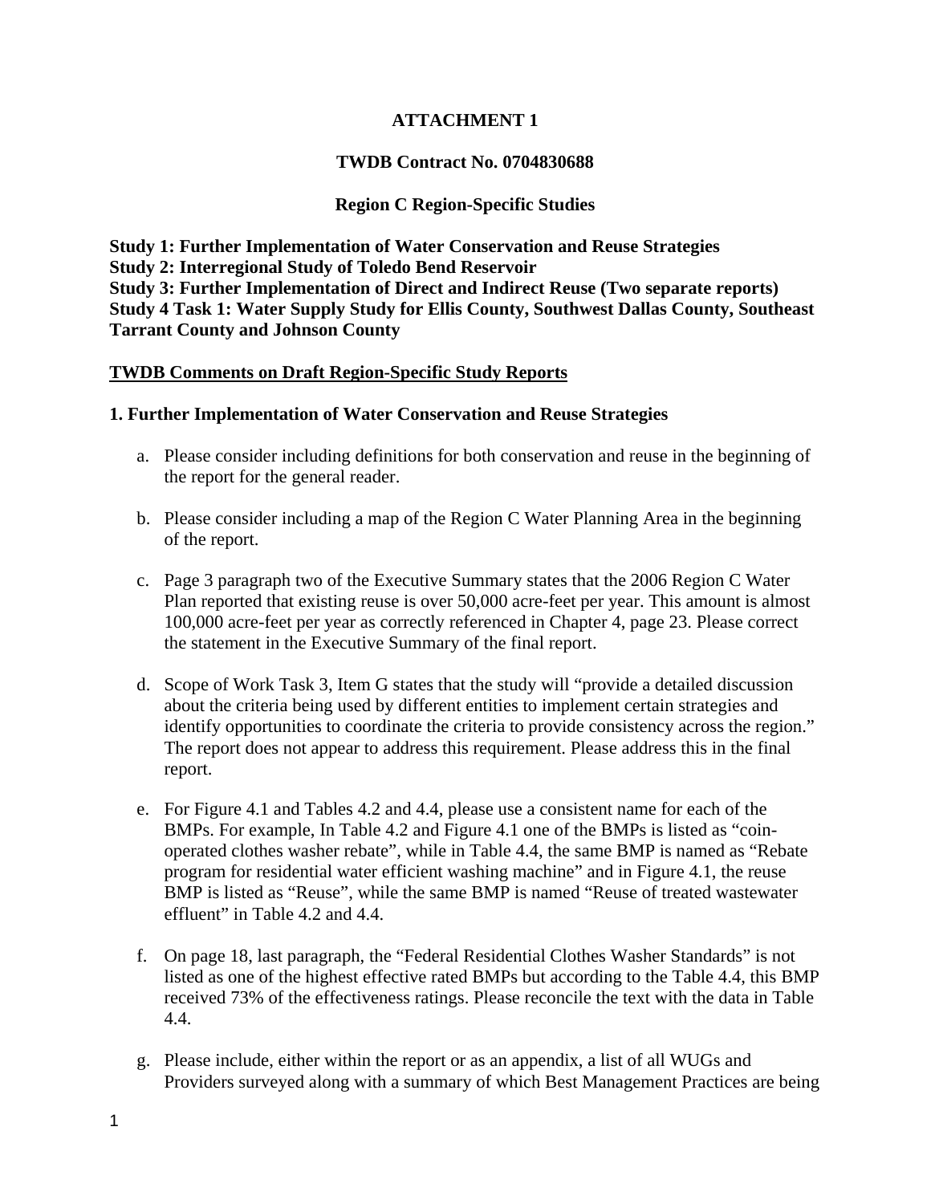# ATTACHMENT 1

## TWDB Contract No. 0704830688

## Region C Region-Specific Studies

**Study 1: Further Implementation of Water Conservation and Reuse Strategies**
**Study 2: Interregional Study of Toledo Bend Reservoir**
**Study 3: Further Implementation of Direct and Indirect Reuse (Two separate reports)**
**Study 4 Task 1: Water Supply Study for Ellis County, Southwest Dallas County, Southeast Tarrant County and Johnson County**

**TWDB Comments on Draft Region-Specific Study Reports**

### 1. Further Implementation of Water Conservation and Reuse Strategies

a. Please consider including definitions for both conservation and reuse in the beginning of the report for the general reader.

b. Please consider including a map of the Region C Water Planning Area in the beginning of the report.

c. Page 3 paragraph two of the Executive Summary states that the 2006 Region C Water Plan reported that existing reuse is over 50,000 acre-feet per year. This amount is almost 100,000 acre-feet per year as correctly referenced in Chapter 4, page 23. Please correct the statement in the Executive Summary of the final report.

d. Scope of Work Task 3, Item G states that the study will "provide a detailed discussion about the criteria being used by different entities to implement certain strategies and identify opportunities to coordinate the criteria to provide consistency across the region." The report does not appear to address this requirement. Please address this in the final report.

e. For Figure 4.1 and Tables 4.2 and 4.4, please use a consistent name for each of the BMPs. For example, In Table 4.2 and Figure 4.1 one of the BMPs is listed as "coin-operated clothes washer rebate", while in Table 4.4, the same BMP is named as "Rebate program for residential water efficient washing machine" and in Figure 4.1, the reuse BMP is listed as "Reuse", while the same BMP is named "Reuse of treated wastewater effluent" in Table 4.2 and 4.4.

f. On page 18, last paragraph, the "Federal Residential Clothes Washer Standards" is not listed as one of the highest effective rated BMPs but according to the Table 4.4, this BMP received 73% of the effectiveness ratings. Please reconcile the text with the data in Table 4.4.

g. Please include, either within the report or as an appendix, a list of all WUGs and Providers surveyed along with a summary of which Best Management Practices are being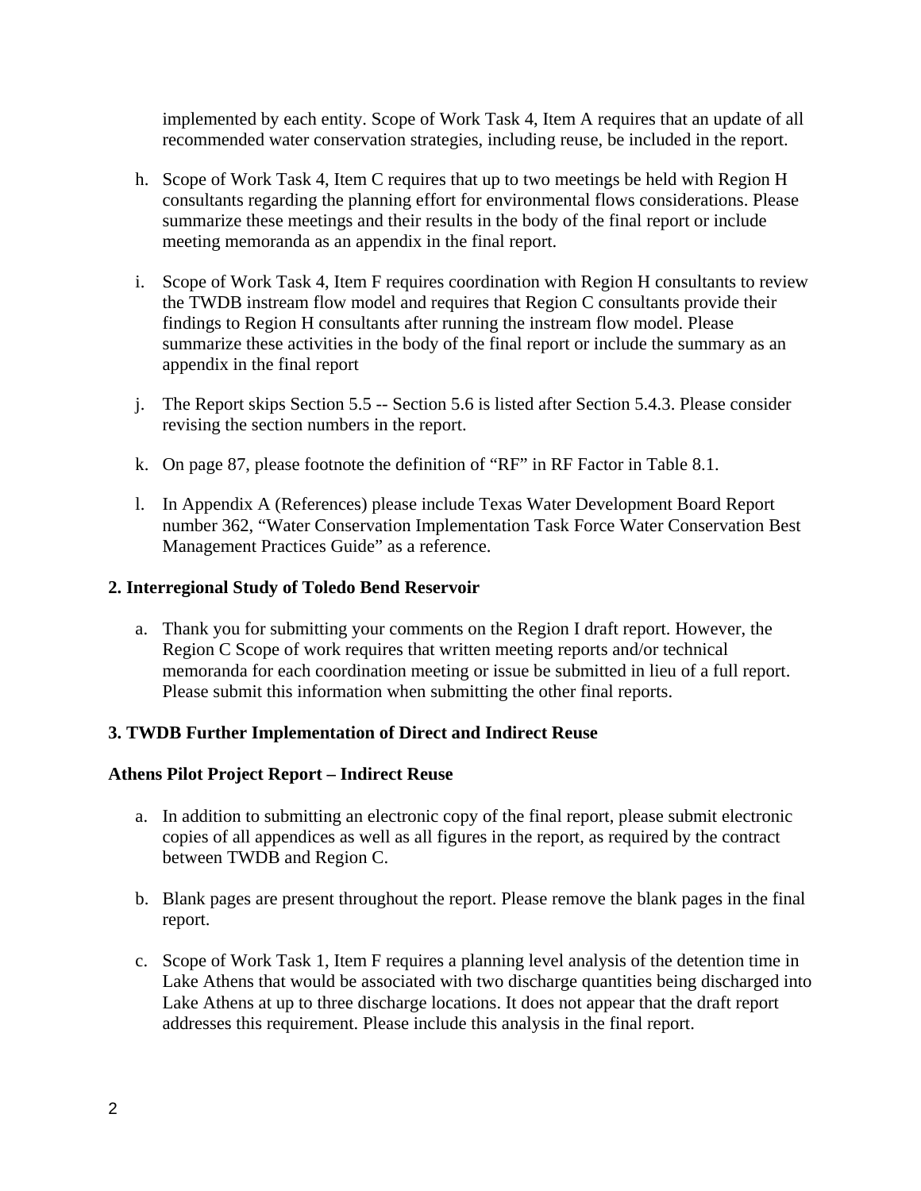implemented by each entity. Scope of Work Task 4, Item A requires that an update of all recommended water conservation strategies, including reuse, be included in the report.

h. Scope of Work Task 4, Item C requires that up to two meetings be held with Region H consultants regarding the planning effort for environmental flows considerations. Please summarize these meetings and their results in the body of the final report or include meeting memoranda as an appendix in the final report.

i. Scope of Work Task 4, Item F requires coordination with Region H consultants to review the TWDB instream flow model and requires that Region C consultants provide their findings to Region H consultants after running the instream flow model. Please summarize these activities in the body of the final report or include the summary as an appendix in the final report

j. The Report skips Section 5.5 -- Section 5.6 is listed after Section 5.4.3. Please consider revising the section numbers in the report.

k. On page 87, please footnote the definition of "RF" in RF Factor in Table 8.1.

l. In Appendix A (References) please include Texas Water Development Board Report number 362, "Water Conservation Implementation Task Force Water Conservation Best Management Practices Guide" as a reference.

**2. Interregional Study of Toledo Bend Reservoir**

a. Thank you for submitting your comments on the Region I draft report. However, the Region C Scope of work requires that written meeting reports and/or technical memoranda for each coordination meeting or issue be submitted in lieu of a full report. Please submit this information when submitting the other final reports.

**3. TWDB Further Implementation of Direct and Indirect Reuse**

**Athens Pilot Project Report – Indirect Reuse**

a. In addition to submitting an electronic copy of the final report, please submit electronic copies of all appendices as well as all figures in the report, as required by the contract between TWDB and Region C.

b. Blank pages are present throughout the report. Please remove the blank pages in the final report.

c. Scope of Work Task 1, Item F requires a planning level analysis of the detention time in Lake Athens that would be associated with two discharge quantities being discharged into Lake Athens at up to three discharge locations. It does not appear that the draft report addresses this requirement. Please include this analysis in the final report.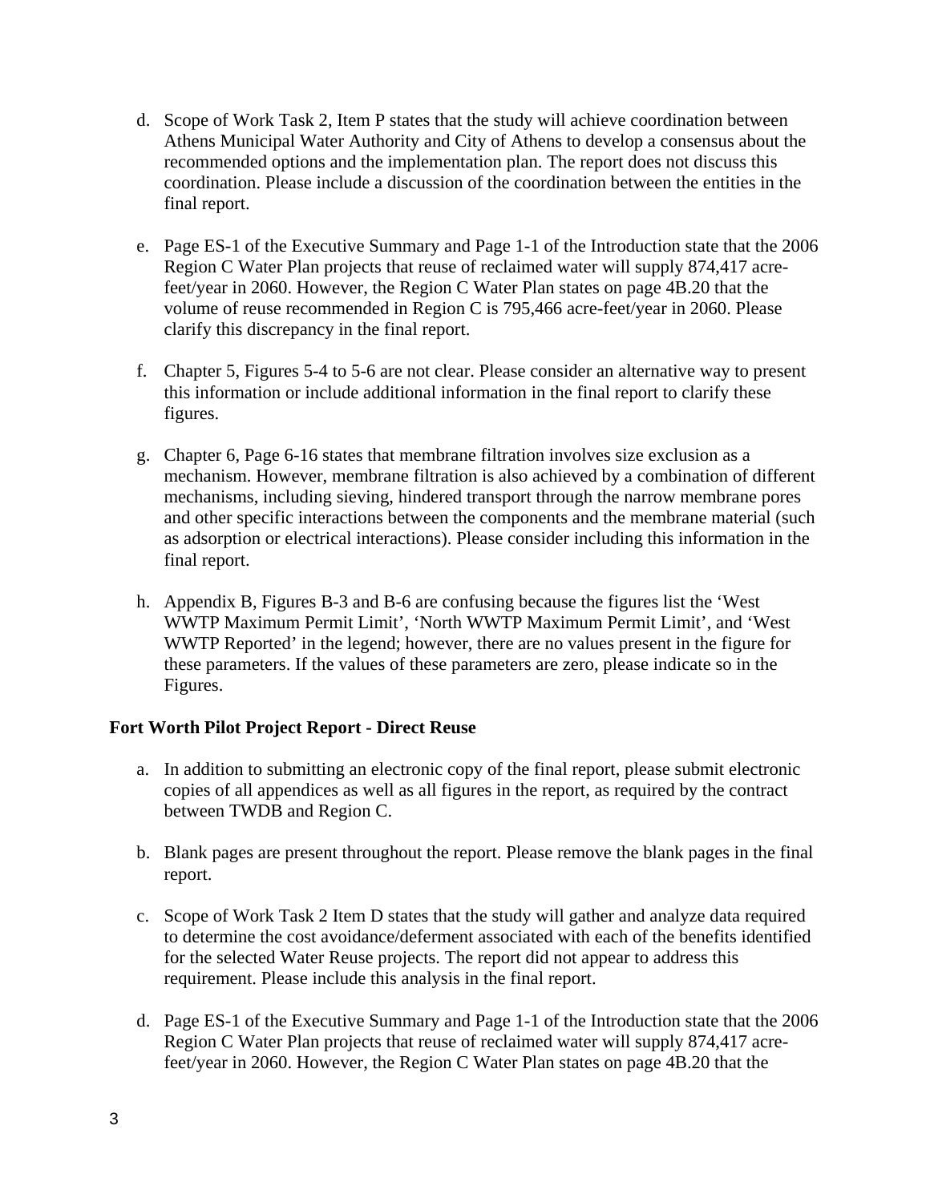d. Scope of Work Task 2, Item P states that the study will achieve coordination between Athens Municipal Water Authority and City of Athens to develop a consensus about the recommended options and the implementation plan. The report does not discuss this coordination. Please include a discussion of the coordination between the entities in the final report.

e. Page ES-1 of the Executive Summary and Page 1-1 of the Introduction state that the 2006 Region C Water Plan projects that reuse of reclaimed water will supply 874,417 acre-feet/year in 2060. However, the Region C Water Plan states on page 4B.20 that the volume of reuse recommended in Region C is 795,466 acre-feet/year in 2060. Please clarify this discrepancy in the final report.

f. Chapter 5, Figures 5-4 to 5-6 are not clear. Please consider an alternative way to present this information or include additional information in the final report to clarify these figures.

g. Chapter 6, Page 6-16 states that membrane filtration involves size exclusion as a mechanism. However, membrane filtration is also achieved by a combination of different mechanisms, including sieving, hindered transport through the narrow membrane pores and other specific interactions between the components and the membrane material (such as adsorption or electrical interactions). Please consider including this information in the final report.

h. Appendix B, Figures B-3 and B-6 are confusing because the figures list the 'West WWTP Maximum Permit Limit', 'North WWTP Maximum Permit Limit', and 'West WWTP Reported' in the legend; however, there are no values present in the figure for these parameters. If the values of these parameters are zero, please indicate so in the Figures.

**Fort Worth Pilot Project Report - Direct Reuse**

a. In addition to submitting an electronic copy of the final report, please submit electronic copies of all appendices as well as all figures in the report, as required by the contract between TWDB and Region C.

b. Blank pages are present throughout the report. Please remove the blank pages in the final report.

c. Scope of Work Task 2 Item D states that the study will gather and analyze data required to determine the cost avoidance/deferment associated with each of the benefits identified for the selected Water Reuse projects. The report did not appear to address this requirement. Please include this analysis in the final report.

d. Page ES-1 of the Executive Summary and Page 1-1 of the Introduction state that the 2006 Region C Water Plan projects that reuse of reclaimed water will supply 874,417 acre-feet/year in 2060. However, the Region C Water Plan states on page 4B.20 that the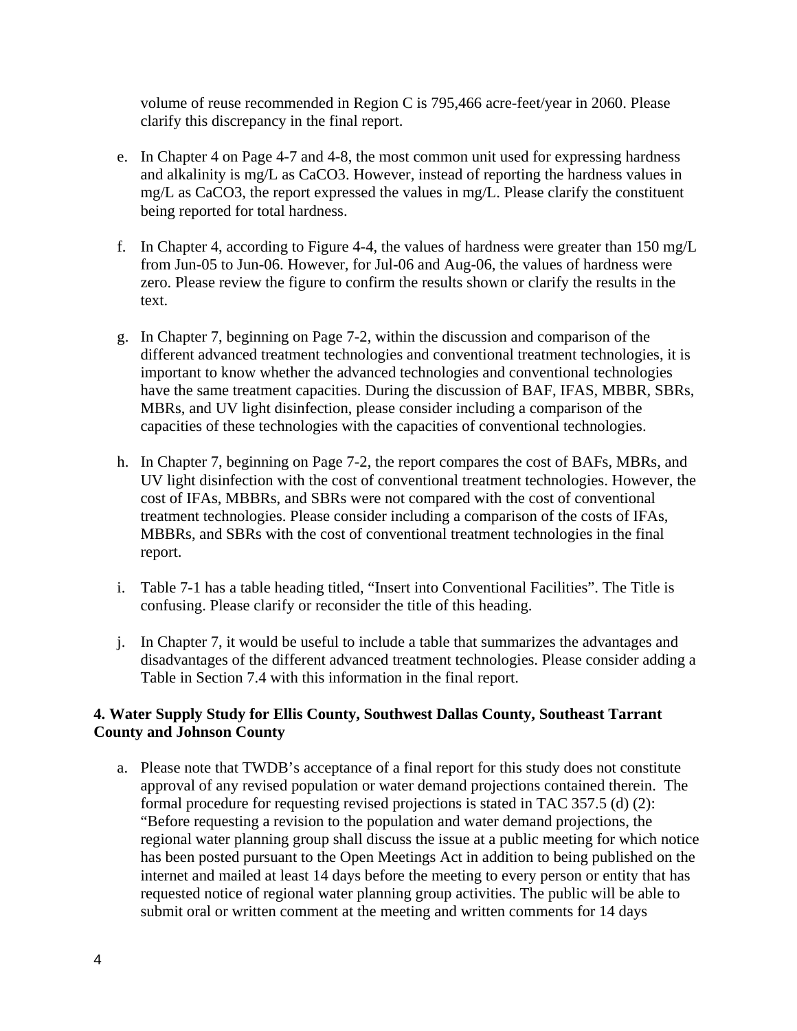volume of reuse recommended in Region C is 795,466 acre-feet/year in 2060. Please clarify this discrepancy in the final report.

e. In Chapter 4 on Page 4-7 and 4-8, the most common unit used for expressing hardness and alkalinity is mg/L as $CaCO_3$. However, instead of reporting the hardness values in mg/L as $CaCO_3$, the report expressed the values in mg/L. Please clarify the constituent being reported for total hardness.

f. In Chapter 4, according to Figure 4-4, the values of hardness were greater than 150 mg/L from Jun-05 to Jun-06. However, for Jul-06 and Aug-06, the values of hardness were zero. Please review the figure to confirm the results shown or clarify the results in the text.

g. In Chapter 7, beginning on Page 7-2, within the discussion and comparison of the different advanced treatment technologies and conventional treatment technologies, it is important to know whether the advanced technologies and conventional technologies have the same treatment capacities. During the discussion of BAF, IFAS, MBBR, SBRs, MBRs, and UV light disinfection, please consider including a comparison of the capacities of these technologies with the capacities of conventional technologies.

h. In Chapter 7, beginning on Page 7-2, the report compares the cost of BAFs, MBRs, and UV light disinfection with the cost of conventional treatment technologies. However, the cost of IFAs, MBBRs, and SBRs were not compared with the cost of conventional treatment technologies. Please consider including a comparison of the costs of IFAs, MBBRs, and SBRs with the cost of conventional treatment technologies in the final report.

i. Table 7-1 has a table heading titled, "Insert into Conventional Facilities". The Title is confusing. Please clarify or reconsider the title of this heading.

j. In Chapter 7, it would be useful to include a table that summarizes the advantages and disadvantages of the different advanced treatment technologies. Please consider adding a Table in Section 7.4 with this information in the final report.

**4. Water Supply Study for Ellis County, Southwest Dallas County, Southeast Tarrant County and Johnson County**

a. Please note that TWDB's acceptance of a final report for this study does not constitute approval of any revised population or water demand projections contained therein. The formal procedure for requesting revised projections is stated in TAC 357.5 (d) (2): "Before requesting a revision to the population and water demand projections, the regional water planning group shall discuss the issue at a public meeting for which notice has been posted pursuant to the Open Meetings Act in addition to being published on the internet and mailed at least 14 days before the meeting to every person or entity that has requested notice of regional water planning group activities. The public will be able to submit oral or written comment at the meeting and written comments for 14 days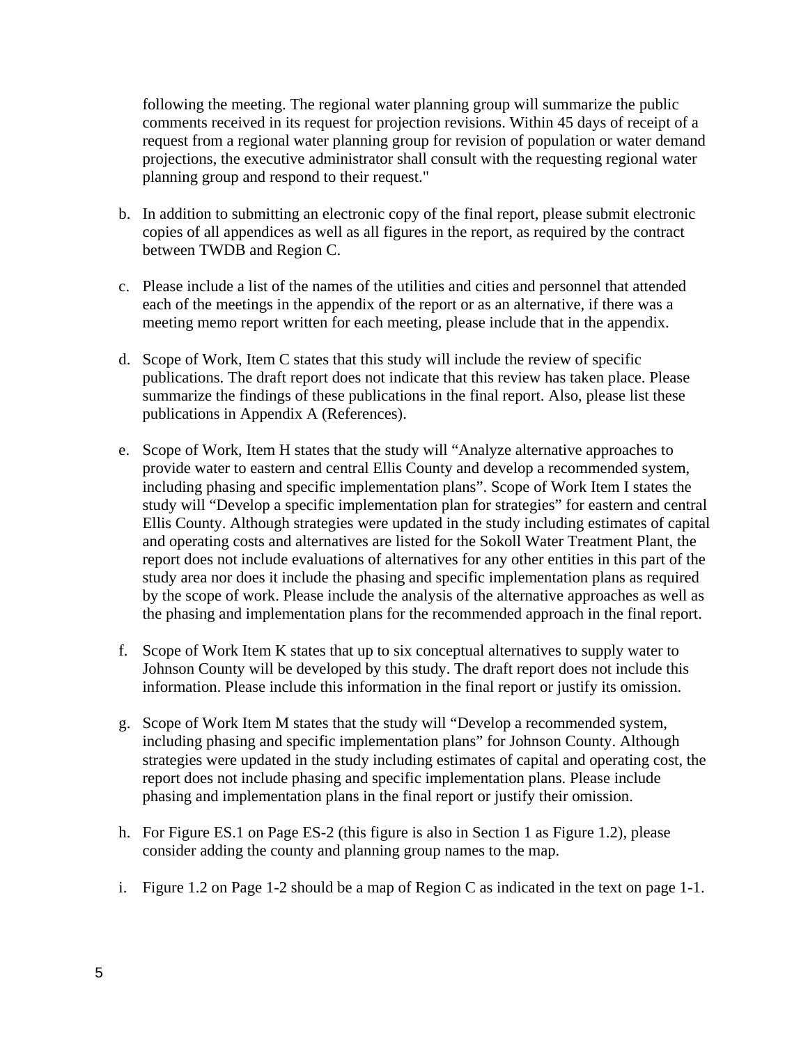following the meeting. The regional water planning group will summarize the public comments received in its request for projection revisions. Within 45 days of receipt of a request from a regional water planning group for revision of population or water demand projections, the executive administrator shall consult with the requesting regional water planning group and respond to their request."

b. In addition to submitting an electronic copy of the final report, please submit electronic copies of all appendices as well as all figures in the report, as required by the contract between TWDB and Region C.

c. Please include a list of the names of the utilities and cities and personnel that attended each of the meetings in the appendix of the report or as an alternative, if there was a meeting memo report written for each meeting, please include that in the appendix.

d. Scope of Work, Item C states that this study will include the review of specific publications. The draft report does not indicate that this review has taken place. Please summarize the findings of these publications in the final report. Also, please list these publications in Appendix A (References).

e. Scope of Work, Item H states that the study will "Analyze alternative approaches to provide water to eastern and central Ellis County and develop a recommended system, including phasing and specific implementation plans". Scope of Work Item I states the study will "Develop a specific implementation plan for strategies" for eastern and central Ellis County. Although strategies were updated in the study including estimates of capital and operating costs and alternatives are listed for the Sokoll Water Treatment Plant, the report does not include evaluations of alternatives for any other entities in this part of the study area nor does it include the phasing and specific implementation plans as required by the scope of work. Please include the analysis of the alternative approaches as well as the phasing and implementation plans for the recommended approach in the final report.

f. Scope of Work Item K states that up to six conceptual alternatives to supply water to Johnson County will be developed by this study. The draft report does not include this information. Please include this information in the final report or justify its omission.

g. Scope of Work Item M states that the study will "Develop a recommended system, including phasing and specific implementation plans" for Johnson County. Although strategies were updated in the study including estimates of capital and operating cost, the report does not include phasing and specific implementation plans. Please include phasing and implementation plans in the final report or justify their omission.

h. For Figure ES.1 on Page ES-2 (this figure is also in Section 1 as Figure 1.2), please consider adding the county and planning group names to the map.

i. Figure 1.2 on Page 1-2 should be a map of Region C as indicated in the text on page 1-1.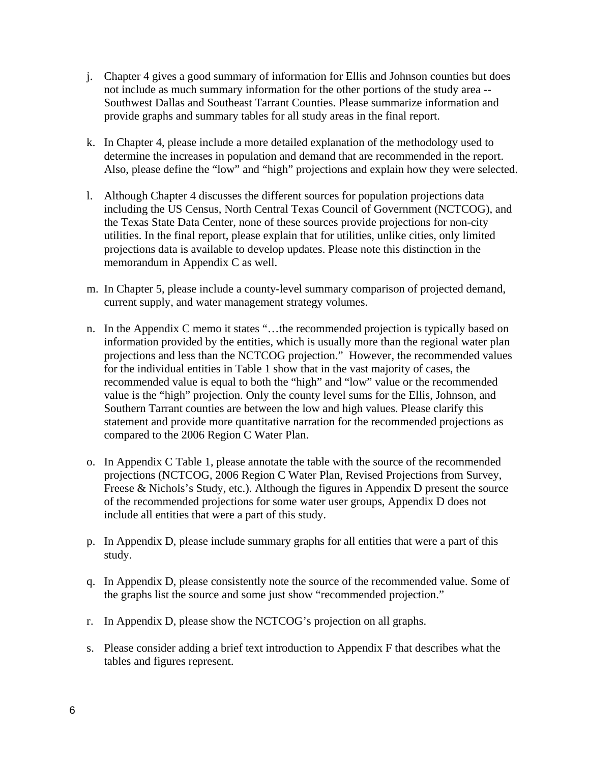j. Chapter 4 gives a good summary of information for Ellis and Johnson counties but does not include as much summary information for the other portions of the study area -- Southwest Dallas and Southeast Tarrant Counties. Please summarize information and provide graphs and summary tables for all study areas in the final report.

k. In Chapter 4, please include a more detailed explanation of the methodology used to determine the increases in population and demand that are recommended in the report. Also, please define the "low" and "high" projections and explain how they were selected.

l. Although Chapter 4 discusses the different sources for population projections data including the US Census, North Central Texas Council of Government (NCTCOG), and the Texas State Data Center, none of these sources provide projections for non-city utilities. In the final report, please explain that for utilities, unlike cities, only limited projections data is available to develop updates. Please note this distinction in the memorandum in Appendix C as well.

m. In Chapter 5, please include a county-level summary comparison of projected demand, current supply, and water management strategy volumes.

n. In the Appendix C memo it states "…the recommended projection is typically based on information provided by the entities, which is usually more than the regional water plan projections and less than the NCTCOG projection." However, the recommended values for the individual entities in Table 1 show that in the vast majority of cases, the recommended value is equal to both the "high" and "low" value or the recommended value is the "high" projection. Only the county level sums for the Ellis, Johnson, and Southern Tarrant counties are between the low and high values. Please clarify this statement and provide more quantitative narration for the recommended projections as compared to the 2006 Region C Water Plan.

o. In Appendix C Table 1, please annotate the table with the source of the recommended projections (NCTCOG, 2006 Region C Water Plan, Revised Projections from Survey, Freese & Nichols's Study, etc.). Although the figures in Appendix D present the source of the recommended projections for some water user groups, Appendix D does not include all entities that were a part of this study.

p. In Appendix D, please include summary graphs for all entities that were a part of this study.

q. In Appendix D, please consistently note the source of the recommended value. Some of the graphs list the source and some just show "recommended projection."

r. In Appendix D, please show the NCTCOG's projection on all graphs.

s. Please consider adding a brief text introduction to Appendix F that describes what the tables and figures represent.